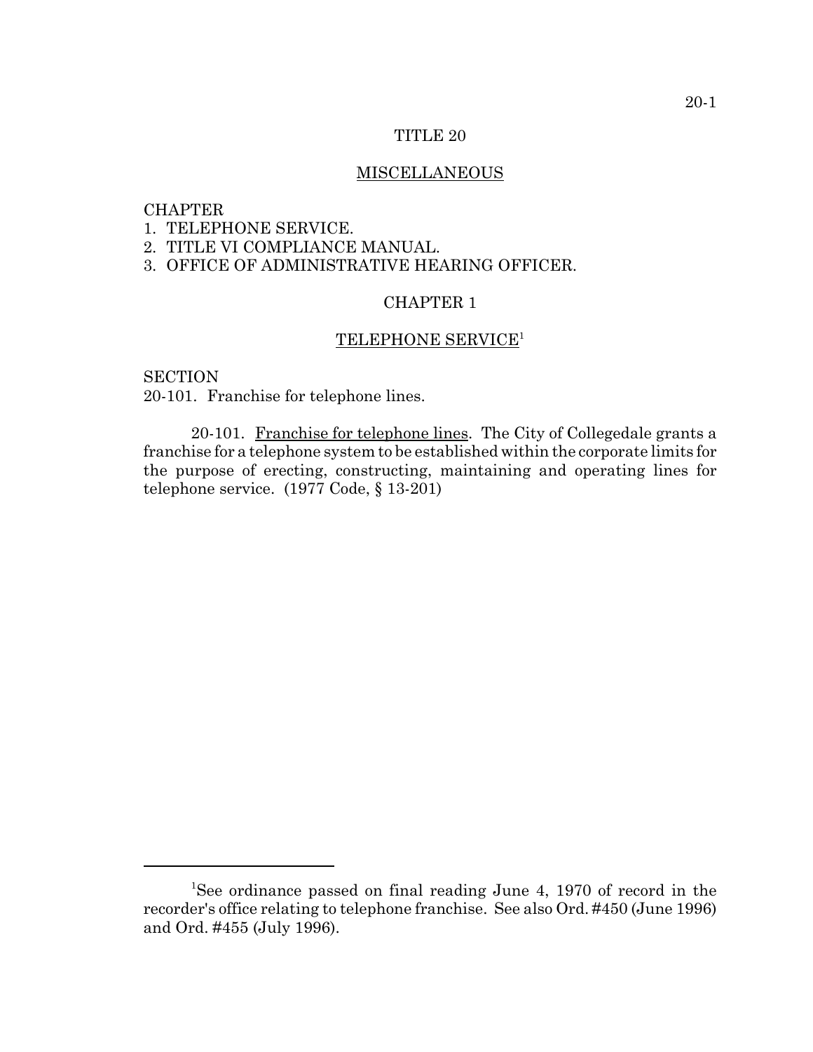# TITLE 20

## MISCELLANEOUS

CHAPTER
1. TELEPHONE SERVICE.
2. TITLE VI COMPLIANCE MANUAL.
3. OFFICE OF ADMINISTRATIVE HEARING OFFICER.

## CHAPTER 1

## TELEPHONE SERVICE[1]

SECTION
20-101. Franchise for telephone lines.

20-101. Franchise for telephone lines. The City of Collegedale grants a franchise for a telephone system to be established within the corporate limits for the purpose of erecting, constructing, maintaining and operating lines for telephone service. (1977 Code, § 13-201)

---

[1]See ordinance passed on final reading June 4, 1970 of record in the recorder's office relating to telephone franchise. See also Ord. #450 (June 1996) and Ord. #455 (July 1996).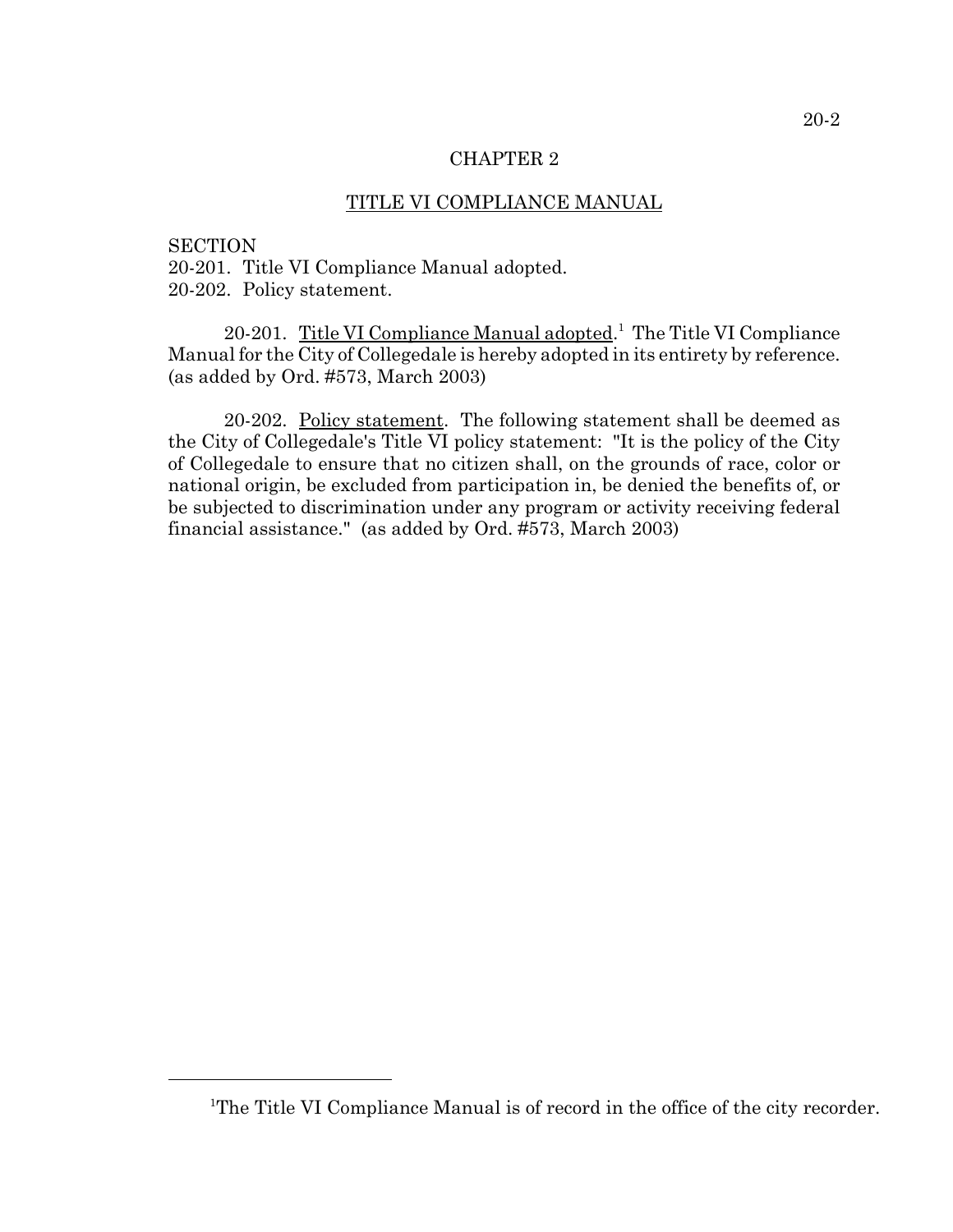# CHAPTER 2

## TITLE VI COMPLIANCE MANUAL

SECTION
20-201. Title VI Compliance Manual adopted.
20-202. Policy statement.

20-201. Title VI Compliance Manual adopted.[1] The Title VI Compliance Manual for the City of Collegedale is hereby adopted in its entirety by reference. (as added by Ord. #573, March 2003)

20-202. Policy statement. The following statement shall be deemed as the City of Collegedale's Title VI policy statement: "It is the policy of the City of Collegedale to ensure that no citizen shall, on the grounds of race, color or national origin, be excluded from participation in, be denied the benefits of, or be subjected to discrimination under any program or activity receiving federal financial assistance." (as added by Ord. #573, March 2003)

---

[1]The Title VI Compliance Manual is of record in the office of the city recorder.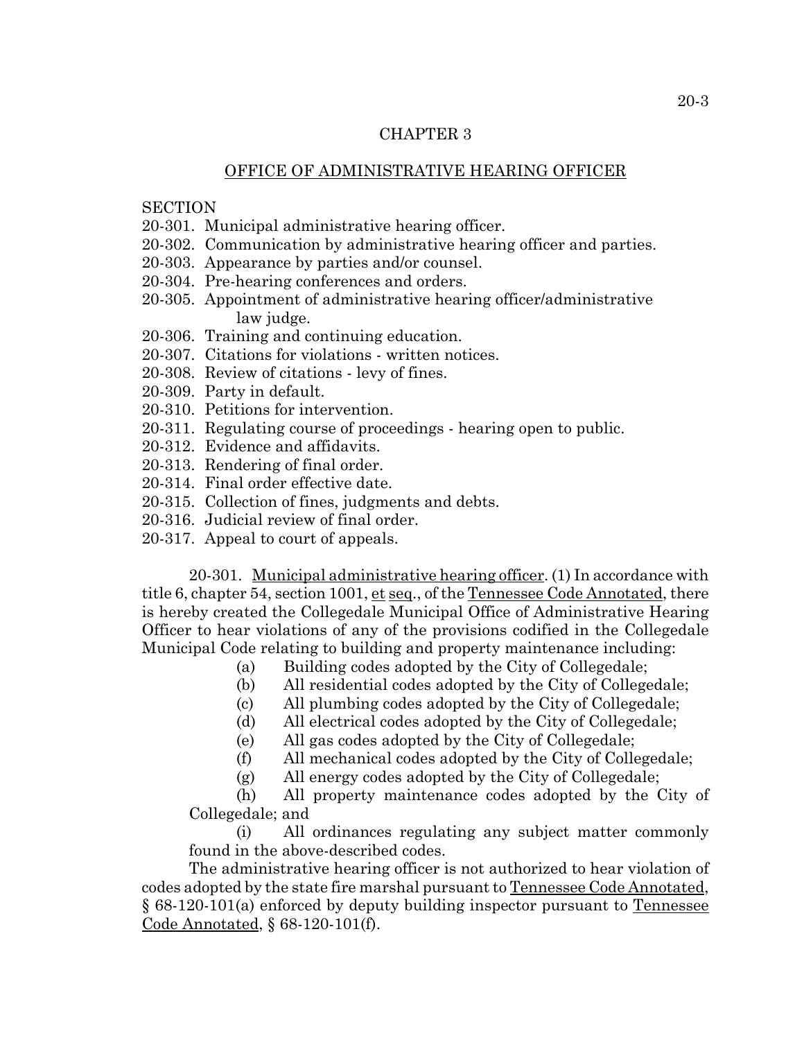## CHAPTER 3

## OFFICE OF ADMINISTRATIVE HEARING OFFICER

SECTION
20-301. Municipal administrative hearing officer.
20-302. Communication by administrative hearing officer and parties.
20-303. Appearance by parties and/or counsel.
20-304. Pre-hearing conferences and orders.
20-305. Appointment of administrative hearing officer/administrative law judge.
20-306. Training and continuing education.
20-307. Citations for violations - written notices.
20-308. Review of citations - levy of fines.
20-309. Party in default.
20-310. Petitions for intervention.
20-311. Regulating course of proceedings - hearing open to public.
20-312. Evidence and affidavits.
20-313. Rendering of final order.
20-314. Final order effective date.
20-315. Collection of fines, judgments and debts.
20-316. Judicial review of final order.
20-317. Appeal to court of appeals.

20-301. Municipal administrative hearing officer. (1) In accordance with title 6, chapter 54, section 1001, et seq., of the Tennessee Code Annotated, there is hereby created the Collegedale Municipal Office of Administrative Hearing Officer to hear violations of any of the provisions codified in the Collegedale Municipal Code relating to building and property maintenance including:

(a) Building codes adopted by the City of Collegedale;

(b) All residential codes adopted by the City of Collegedale;

(c) All plumbing codes adopted by the City of Collegedale;

(d) All electrical codes adopted by the City of Collegedale;

(e) All gas codes adopted by the City of Collegedale;

(f) All mechanical codes adopted by the City of Collegedale;

(g) All energy codes adopted by the City of Collegedale;

(h) All property maintenance codes adopted by the City of Collegedale; and

(i) All ordinances regulating any subject matter commonly found in the above-described codes.

The administrative hearing officer is not authorized to hear violation of codes adopted by the state fire marshal pursuant to Tennessee Code Annotated, § 68-120-101(a) enforced by deputy building inspector pursuant to Tennessee Code Annotated, § 68-120-101(f).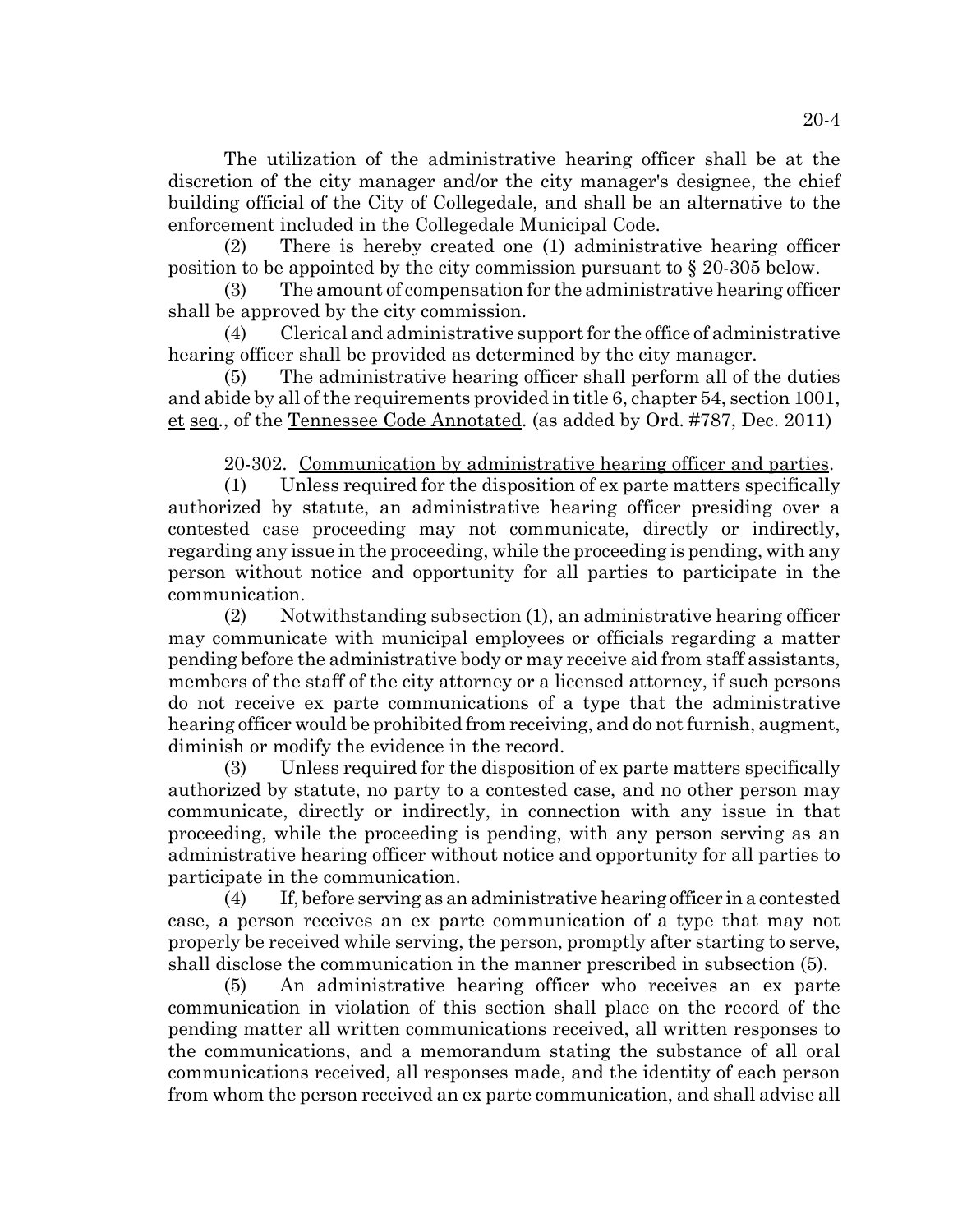The utilization of the administrative hearing officer shall be at the discretion of the city manager and/or the city manager's designee, the chief building official of the City of Collegedale, and shall be an alternative to the enforcement included in the Collegedale Municipal Code.

(2) There is hereby created one (1) administrative hearing officer position to be appointed by the city commission pursuant to § 20-305 below.

(3) The amount of compensation for the administrative hearing officer shall be approved by the city commission.

(4) Clerical and administrative support for the office of administrative hearing officer shall be provided as determined by the city manager.

(5) The administrative hearing officer shall perform all of the duties and abide by all of the requirements provided in title 6, chapter 54, section 1001, et seq., of the Tennessee Code Annotated. (as added by Ord. #787, Dec. 2011)

20-302. Communication by administrative hearing officer and parties.

(1) Unless required for the disposition of ex parte matters specifically authorized by statute, an administrative hearing officer presiding over a contested case proceeding may not communicate, directly or indirectly, regarding any issue in the proceeding, while the proceeding is pending, with any person without notice and opportunity for all parties to participate in the communication.

(2) Notwithstanding subsection (1), an administrative hearing officer may communicate with municipal employees or officials regarding a matter pending before the administrative body or may receive aid from staff assistants, members of the staff of the city attorney or a licensed attorney, if such persons do not receive ex parte communications of a type that the administrative hearing officer would be prohibited from receiving, and do not furnish, augment, diminish or modify the evidence in the record.

(3) Unless required for the disposition of ex parte matters specifically authorized by statute, no party to a contested case, and no other person may communicate, directly or indirectly, in connection with any issue in that proceeding, while the proceeding is pending, with any person serving as an administrative hearing officer without notice and opportunity for all parties to participate in the communication.

(4) If, before serving as an administrative hearing officer in a contested case, a person receives an ex parte communication of a type that may not properly be received while serving, the person, promptly after starting to serve, shall disclose the communication in the manner prescribed in subsection (5).

(5) An administrative hearing officer who receives an ex parte communication in violation of this section shall place on the record of the pending matter all written communications received, all written responses to the communications, and a memorandum stating the substance of all oral communications received, all responses made, and the identity of each person from whom the person received an ex parte communication, and shall advise all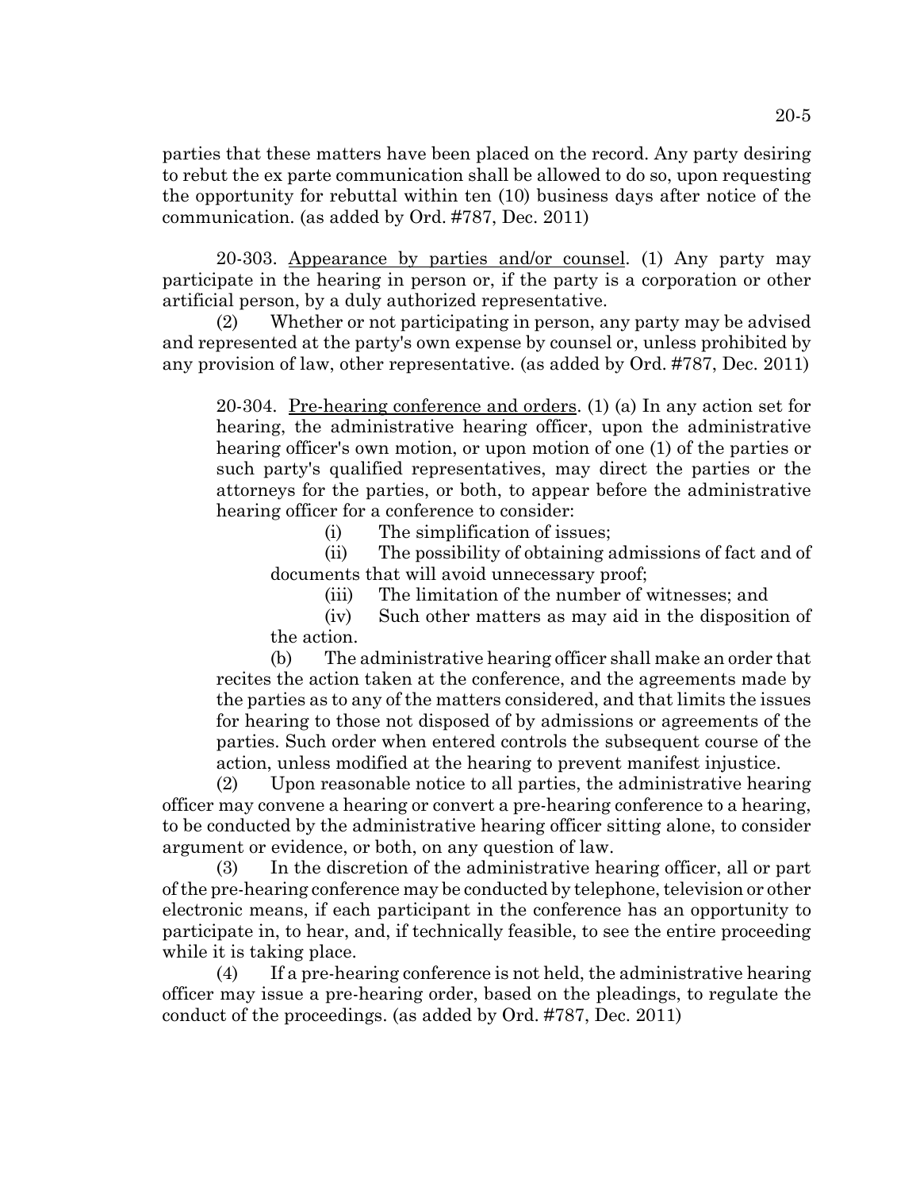parties that these matters have been placed on the record. Any party desiring to rebut the ex parte communication shall be allowed to do so, upon requesting the opportunity for rebuttal within ten (10) business days after notice of the communication. (as added by Ord. #787, Dec. 2011)

20-303. Appearance by parties and/or counsel. (1) Any party may participate in the hearing in person or, if the party is a corporation or other artificial person, by a duly authorized representative.

(2) Whether or not participating in person, any party may be advised and represented at the party's own expense by counsel or, unless prohibited by any provision of law, other representative. (as added by Ord. #787, Dec. 2011)

20-304. Pre-hearing conference and orders. (1) (a) In any action set for hearing, the administrative hearing officer, upon the administrative hearing officer's own motion, or upon motion of one (1) of the parties or such party's qualified representatives, may direct the parties or the attorneys for the parties, or both, to appear before the administrative hearing officer for a conference to consider:

(i) The simplification of issues;

(ii) The possibility of obtaining admissions of fact and of documents that will avoid unnecessary proof;

(iii) The limitation of the number of witnesses; and

(iv) Such other matters as may aid in the disposition of the action.

(b) The administrative hearing officer shall make an order that recites the action taken at the conference, and the agreements made by the parties as to any of the matters considered, and that limits the issues for hearing to those not disposed of by admissions or agreements of the parties. Such order when entered controls the subsequent course of the action, unless modified at the hearing to prevent manifest injustice.

(2) Upon reasonable notice to all parties, the administrative hearing officer may convene a hearing or convert a pre-hearing conference to a hearing, to be conducted by the administrative hearing officer sitting alone, to consider argument or evidence, or both, on any question of law.

(3) In the discretion of the administrative hearing officer, all or part of the pre-hearing conference may be conducted by telephone, television or other electronic means, if each participant in the conference has an opportunity to participate in, to hear, and, if technically feasible, to see the entire proceeding while it is taking place.

(4) If a pre-hearing conference is not held, the administrative hearing officer may issue a pre-hearing order, based on the pleadings, to regulate the conduct of the proceedings. (as added by Ord. #787, Dec. 2011)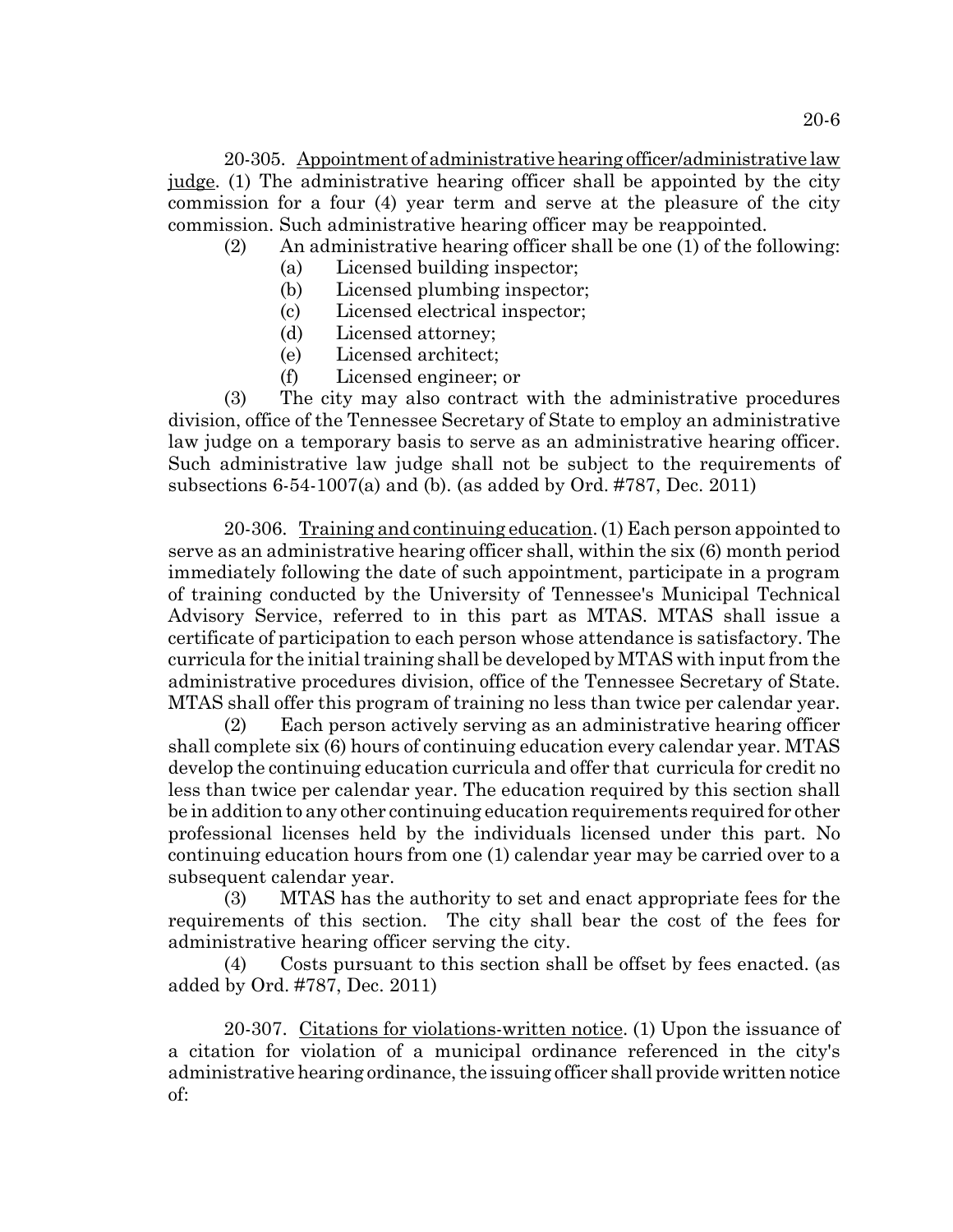20-305. Appointment of administrative hearing officer/administrative law judge. (1) The administrative hearing officer shall be appointed by the city commission for a four (4) year term and serve at the pleasure of the city commission. Such administrative hearing officer may be reappointed.

(2) An administrative hearing officer shall be one (1) of the following:

(a) Licensed building inspector;

(b) Licensed plumbing inspector;

(c) Licensed electrical inspector;

(d) Licensed attorney;

(e) Licensed architect;

(f) Licensed engineer; or

(3) The city may also contract with the administrative procedures division, office of the Tennessee Secretary of State to employ an administrative law judge on a temporary basis to serve as an administrative hearing officer. Such administrative law judge shall not be subject to the requirements of subsections 6-54-1007(a) and (b). (as added by Ord. #787, Dec. 2011)

20-306. Training and continuing education. (1) Each person appointed to serve as an administrative hearing officer shall, within the six (6) month period immediately following the date of such appointment, participate in a program of training conducted by the University of Tennessee's Municipal Technical Advisory Service, referred to in this part as MTAS. MTAS shall issue a certificate of participation to each person whose attendance is satisfactory. The curricula for the initial training shall be developed by MTAS with input from the administrative procedures division, office of the Tennessee Secretary of State. MTAS shall offer this program of training no less than twice per calendar year.

(2) Each person actively serving as an administrative hearing officer shall complete six (6) hours of continuing education every calendar year. MTAS develop the continuing education curricula and offer that curricula for credit no less than twice per calendar year. The education required by this section shall be in addition to any other continuing education requirements required for other professional licenses held by the individuals licensed under this part. No continuing education hours from one (1) calendar year may be carried over to a subsequent calendar year.

(3) MTAS has the authority to set and enact appropriate fees for the requirements of this section. The city shall bear the cost of the fees for administrative hearing officer serving the city.

(4) Costs pursuant to this section shall be offset by fees enacted. (as added by Ord. #787, Dec. 2011)

20-307. Citations for violations-written notice. (1) Upon the issuance of a citation for violation of a municipal ordinance referenced in the city's administrative hearing ordinance, the issuing officer shall provide written notice of: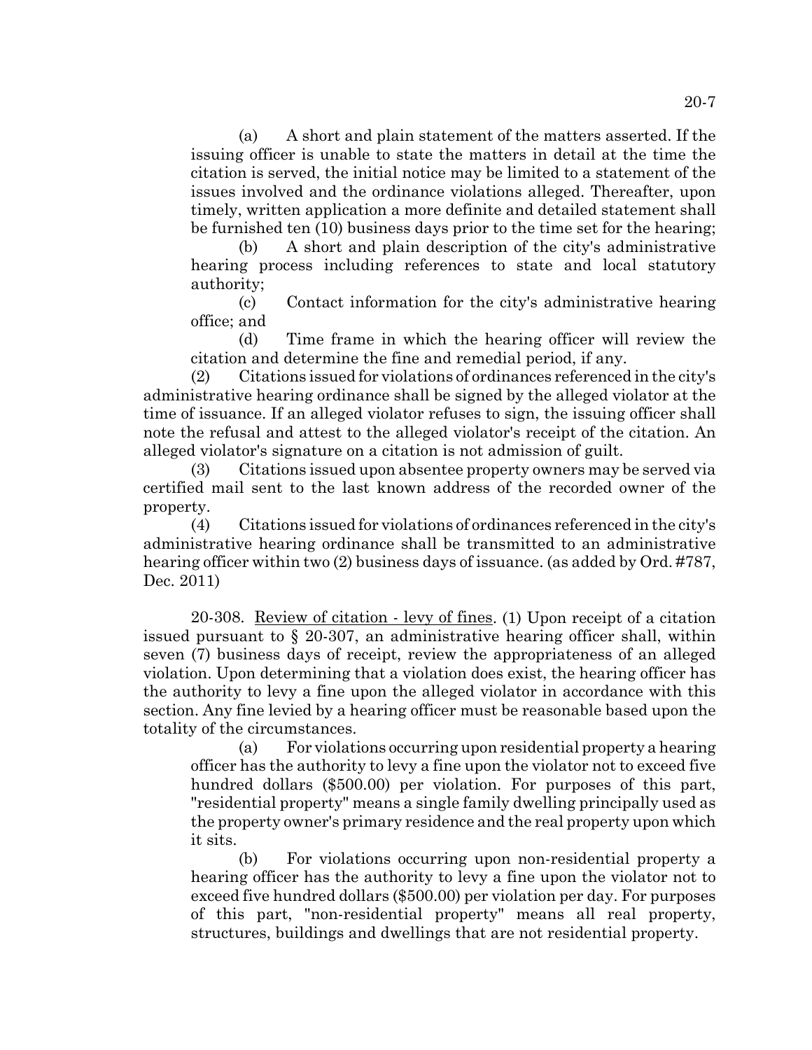(a) A short and plain statement of the matters asserted. If the issuing officer is unable to state the matters in detail at the time the citation is served, the initial notice may be limited to a statement of the issues involved and the ordinance violations alleged. Thereafter, upon timely, written application a more definite and detailed statement shall be furnished ten (10) business days prior to the time set for the hearing;

(b) A short and plain description of the city's administrative hearing process including references to state and local statutory authority;

(c) Contact information for the city's administrative hearing office; and

(d) Time frame in which the hearing officer will review the citation and determine the fine and remedial period, if any.

(2) Citations issued for violations of ordinances referenced in the city's administrative hearing ordinance shall be signed by the alleged violator at the time of issuance. If an alleged violator refuses to sign, the issuing officer shall note the refusal and attest to the alleged violator's receipt of the citation. An alleged violator's signature on a citation is not admission of guilt.

(3) Citations issued upon absentee property owners may be served via certified mail sent to the last known address of the recorded owner of the property.

(4) Citations issued for violations of ordinances referenced in the city's administrative hearing ordinance shall be transmitted to an administrative hearing officer within two (2) business days of issuance. (as added by Ord. #787, Dec. 2011)

20-308. Review of citation - levy of fines. (1) Upon receipt of a citation issued pursuant to § 20-307, an administrative hearing officer shall, within seven (7) business days of receipt, review the appropriateness of an alleged violation. Upon determining that a violation does exist, the hearing officer has the authority to levy a fine upon the alleged violator in accordance with this section. Any fine levied by a hearing officer must be reasonable based upon the totality of the circumstances.

(a) For violations occurring upon residential property a hearing officer has the authority to levy a fine upon the violator not to exceed five hundred dollars ($500.00) per violation. For purposes of this part, "residential property" means a single family dwelling principally used as the property owner's primary residence and the real property upon which it sits.

(b) For violations occurring upon non-residential property a hearing officer has the authority to levy a fine upon the violator not to exceed five hundred dollars ($500.00) per violation per day. For purposes of this part, "non-residential property" means all real property, structures, buildings and dwellings that are not residential property.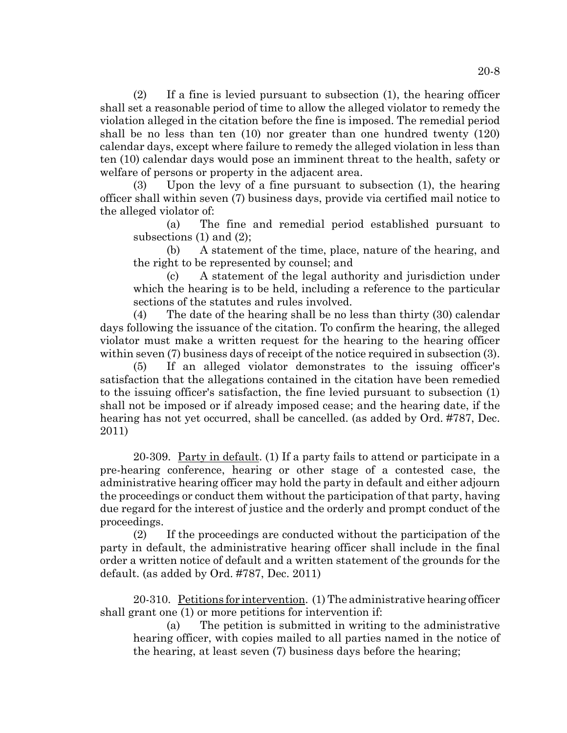(2) If a fine is levied pursuant to subsection (1), the hearing officer shall set a reasonable period of time to allow the alleged violator to remedy the violation alleged in the citation before the fine is imposed. The remedial period shall be no less than ten (10) nor greater than one hundred twenty (120) calendar days, except where failure to remedy the alleged violation in less than ten (10) calendar days would pose an imminent threat to the health, safety or welfare of persons or property in the adjacent area.

(3) Upon the levy of a fine pursuant to subsection (1), the hearing officer shall within seven (7) business days, provide via certified mail notice to the alleged violator of:

(a) The fine and remedial period established pursuant to subsections (1) and (2);

(b) A statement of the time, place, nature of the hearing, and the right to be represented by counsel; and

(c) A statement of the legal authority and jurisdiction under which the hearing is to be held, including a reference to the particular sections of the statutes and rules involved.

(4) The date of the hearing shall be no less than thirty (30) calendar days following the issuance of the citation. To confirm the hearing, the alleged violator must make a written request for the hearing to the hearing officer within seven (7) business days of receipt of the notice required in subsection (3).

(5) If an alleged violator demonstrates to the issuing officer's satisfaction that the allegations contained in the citation have been remedied to the issuing officer's satisfaction, the fine levied pursuant to subsection (1) shall not be imposed or if already imposed cease; and the hearing date, if the hearing has not yet occurred, shall be cancelled. (as added by Ord. #787, Dec. 2011)

20-309. Party in default. (1) If a party fails to attend or participate in a pre-hearing conference, hearing or other stage of a contested case, the administrative hearing officer may hold the party in default and either adjourn the proceedings or conduct them without the participation of that party, having due regard for the interest of justice and the orderly and prompt conduct of the proceedings.

(2) If the proceedings are conducted without the participation of the party in default, the administrative hearing officer shall include in the final order a written notice of default and a written statement of the grounds for the default. (as added by Ord. #787, Dec. 2011)

20-310. Petitions for intervention. (1) The administrative hearing officer shall grant one (1) or more petitions for intervention if:

(a) The petition is submitted in writing to the administrative hearing officer, with copies mailed to all parties named in the notice of the hearing, at least seven (7) business days before the hearing;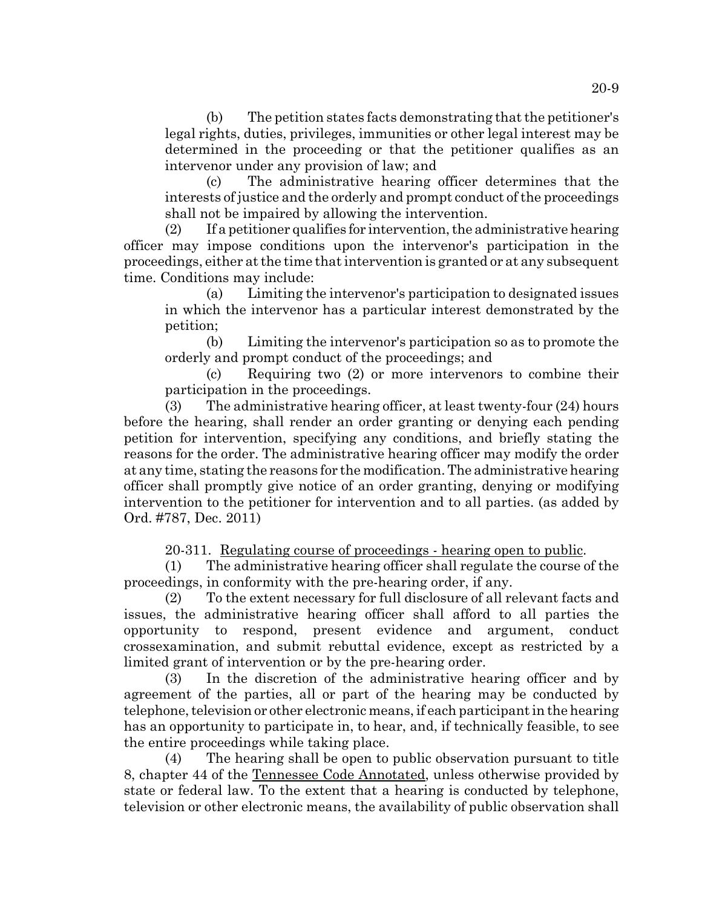(b) The petition states facts demonstrating that the petitioner's legal rights, duties, privileges, immunities or other legal interest may be determined in the proceeding or that the petitioner qualifies as an intervenor under any provision of law; and

(c) The administrative hearing officer determines that the interests of justice and the orderly and prompt conduct of the proceedings shall not be impaired by allowing the intervention.

(2) If a petitioner qualifies for intervention, the administrative hearing officer may impose conditions upon the intervenor's participation in the proceedings, either at the time that intervention is granted or at any subsequent time. Conditions may include:

(a) Limiting the intervenor's participation to designated issues in which the intervenor has a particular interest demonstrated by the petition;

(b) Limiting the intervenor's participation so as to promote the orderly and prompt conduct of the proceedings; and

(c) Requiring two (2) or more intervenors to combine their participation in the proceedings.

(3) The administrative hearing officer, at least twenty-four (24) hours before the hearing, shall render an order granting or denying each pending petition for intervention, specifying any conditions, and briefly stating the reasons for the order. The administrative hearing officer may modify the order at any time, stating the reasons for the modification. The administrative hearing officer shall promptly give notice of an order granting, denying or modifying intervention to the petitioner for intervention and to all parties. (as added by Ord. #787, Dec. 2011)

20-311. Regulating course of proceedings - hearing open to public.

(1) The administrative hearing officer shall regulate the course of the proceedings, in conformity with the pre-hearing order, if any.

(2) To the extent necessary for full disclosure of all relevant facts and issues, the administrative hearing officer shall afford to all parties the opportunity to respond, present evidence and argument, conduct crossexamination, and submit rebuttal evidence, except as restricted by a limited grant of intervention or by the pre-hearing order.

(3) In the discretion of the administrative hearing officer and by agreement of the parties, all or part of the hearing may be conducted by telephone, television or other electronic means, if each participant in the hearing has an opportunity to participate in, to hear, and, if technically feasible, to see the entire proceedings while taking place.

(4) The hearing shall be open to public observation pursuant to title 8, chapter 44 of the Tennessee Code Annotated, unless otherwise provided by state or federal law. To the extent that a hearing is conducted by telephone, television or other electronic means, the availability of public observation shall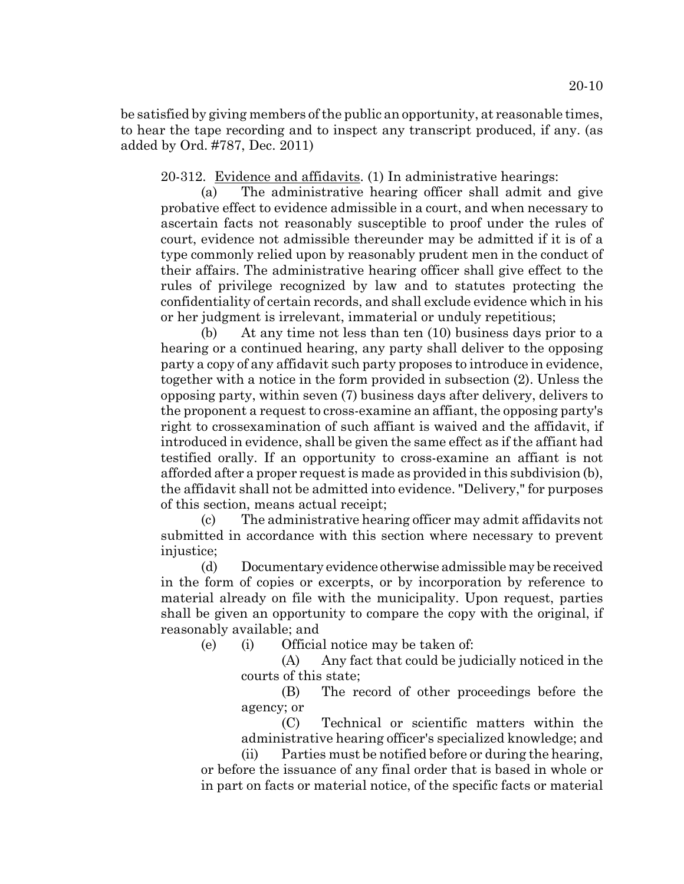be satisfied by giving members of the public an opportunity, at reasonable times, to hear the tape recording and to inspect any transcript produced, if any. (as added by Ord. #787, Dec. 2011)

20-312. Evidence and affidavits. (1) In administrative hearings:

(a) The administrative hearing officer shall admit and give probative effect to evidence admissible in a court, and when necessary to ascertain facts not reasonably susceptible to proof under the rules of court, evidence not admissible thereunder may be admitted if it is of a type commonly relied upon by reasonably prudent men in the conduct of their affairs. The administrative hearing officer shall give effect to the rules of privilege recognized by law and to statutes protecting the confidentiality of certain records, and shall exclude evidence which in his or her judgment is irrelevant, immaterial or unduly repetitious;

(b) At any time not less than ten (10) business days prior to a hearing or a continued hearing, any party shall deliver to the opposing party a copy of any affidavit such party proposes to introduce in evidence, together with a notice in the form provided in subsection (2). Unless the opposing party, within seven (7) business days after delivery, delivers to the proponent a request to cross-examine an affiant, the opposing party's right to crossexamination of such affiant is waived and the affidavit, if introduced in evidence, shall be given the same effect as if the affiant had testified orally. If an opportunity to cross-examine an affiant is not afforded after a proper request is made as provided in this subdivision (b), the affidavit shall not be admitted into evidence. "Delivery," for purposes of this section, means actual receipt;

(c) The administrative hearing officer may admit affidavits not submitted in accordance with this section where necessary to prevent injustice;

(d) Documentary evidence otherwise admissible may be received in the form of copies or excerpts, or by incorporation by reference to material already on file with the municipality. Upon request, parties shall be given an opportunity to compare the copy with the original, if reasonably available; and

(e) (i) Official notice may be taken of:

(A) Any fact that could be judicially noticed in the courts of this state;

(B) The record of other proceedings before the agency; or

(C) Technical or scientific matters within the administrative hearing officer's specialized knowledge; and

(ii) Parties must be notified before or during the hearing, or before the issuance of any final order that is based in whole or in part on facts or material notice, of the specific facts or material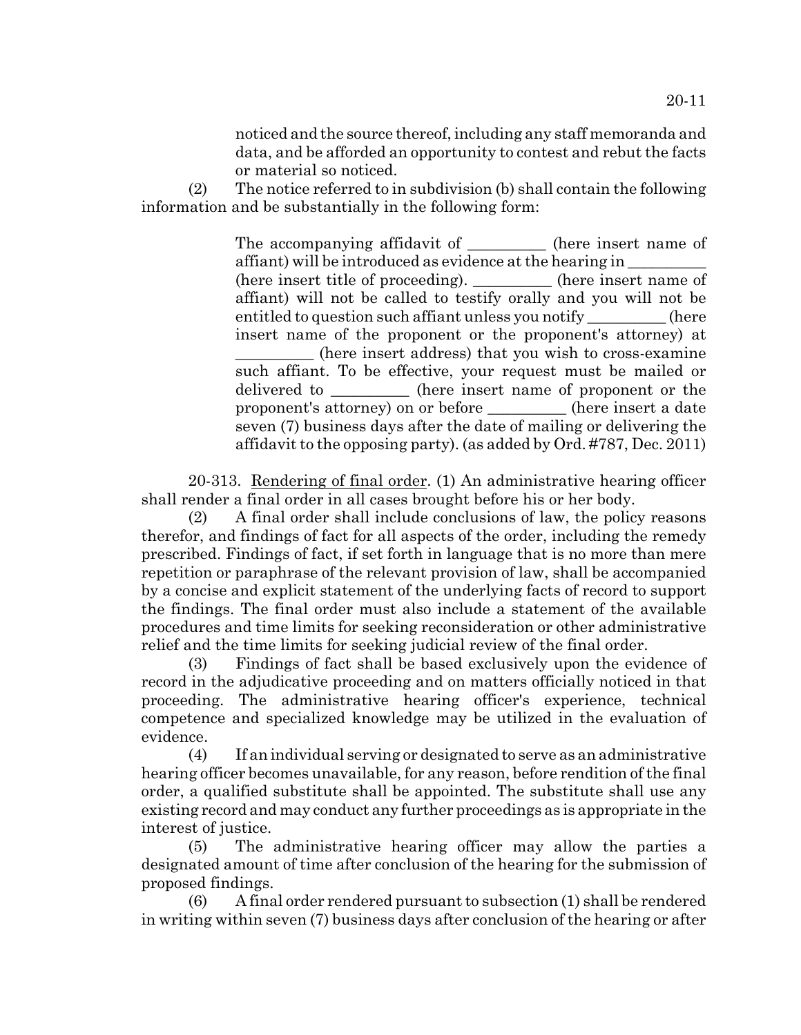noticed and the source thereof, including any staff memoranda and data, and be afforded an opportunity to contest and rebut the facts or material so noticed.

(2) The notice referred to in subdivision (b) shall contain the following information and be substantially in the following form:

> The accompanying affidavit of _________ (here insert name of affiant) will be introduced as evidence at the hearing in _________ (here insert title of proceeding). _________ (here insert name of affiant) will not be called to testify orally and you will not be entitled to question such affiant unless you notify _________ (here insert name of the proponent or the proponent's attorney) at _________ (here insert address) that you wish to cross-examine such affiant. To be effective, your request must be mailed or delivered to _________ (here insert name of proponent or the proponent's attorney) on or before _________ (here insert a date seven (7) business days after the date of mailing or delivering the affidavit to the opposing party). (as added by Ord. #787, Dec. 2011)

20-313. Rendering of final order. (1) An administrative hearing officer shall render a final order in all cases brought before his or her body.

(2) A final order shall include conclusions of law, the policy reasons therefor, and findings of fact for all aspects of the order, including the remedy prescribed. Findings of fact, if set forth in language that is no more than mere repetition or paraphrase of the relevant provision of law, shall be accompanied by a concise and explicit statement of the underlying facts of record to support the findings. The final order must also include a statement of the available procedures and time limits for seeking reconsideration or other administrative relief and the time limits for seeking judicial review of the final order.

(3) Findings of fact shall be based exclusively upon the evidence of record in the adjudicative proceeding and on matters officially noticed in that proceeding. The administrative hearing officer's experience, technical competence and specialized knowledge may be utilized in the evaluation of evidence.

(4) If an individual serving or designated to serve as an administrative hearing officer becomes unavailable, for any reason, before rendition of the final order, a qualified substitute shall be appointed. The substitute shall use any existing record and may conduct any further proceedings as is appropriate in the interest of justice.

(5) The administrative hearing officer may allow the parties a designated amount of time after conclusion of the hearing for the submission of proposed findings.

(6) A final order rendered pursuant to subsection (1) shall be rendered in writing within seven (7) business days after conclusion of the hearing or after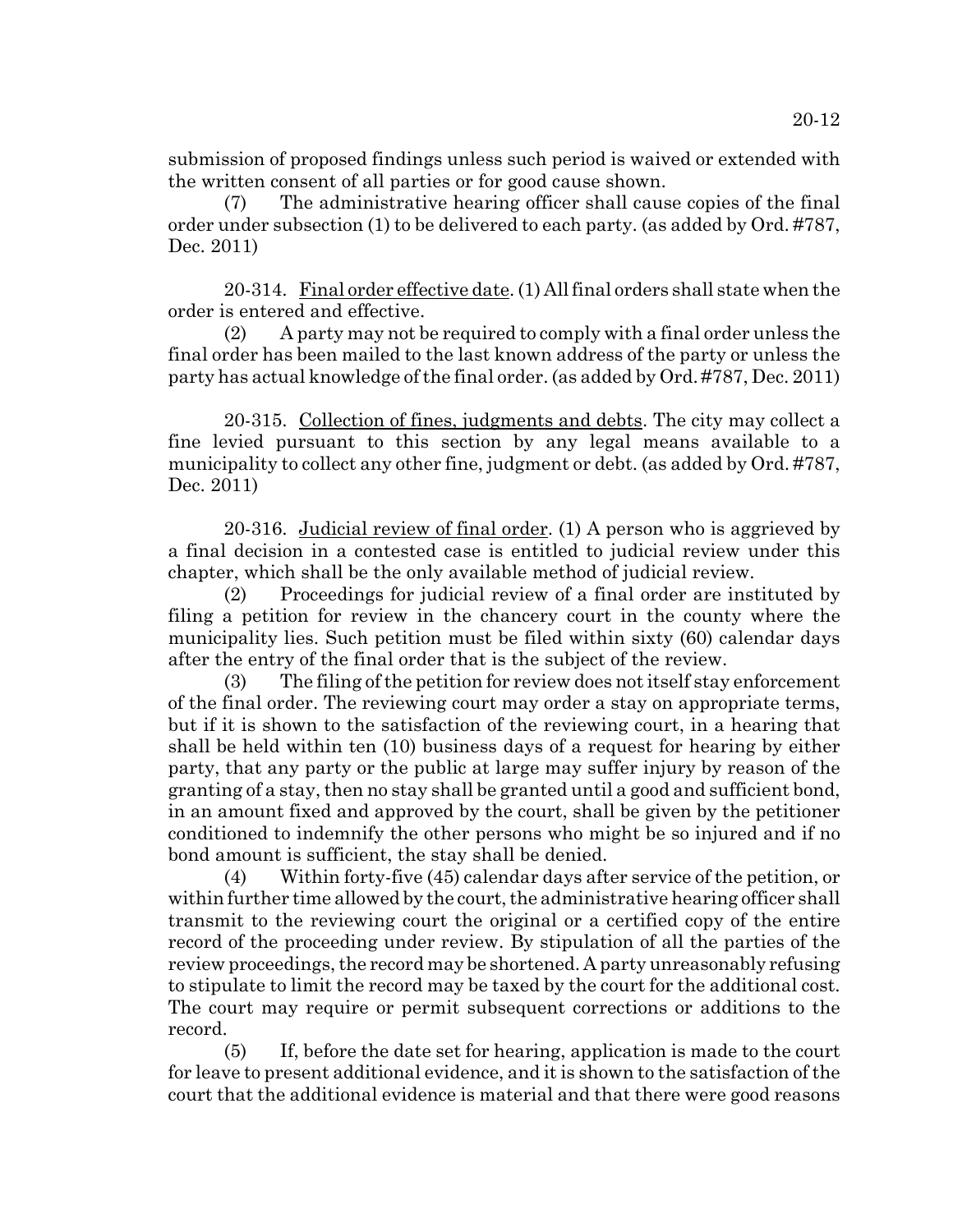submission of proposed findings unless such period is waived or extended with the written consent of all parties or for good cause shown.

(7) The administrative hearing officer shall cause copies of the final order under subsection (1) to be delivered to each party. (as added by Ord. #787, Dec. 2011)

20-314. Final order effective date. (1) All final orders shall state when the order is entered and effective.

(2) A party may not be required to comply with a final order unless the final order has been mailed to the last known address of the party or unless the party has actual knowledge of the final order. (as added by Ord. #787, Dec. 2011)

20-315. Collection of fines, judgments and debts. The city may collect a fine levied pursuant to this section by any legal means available to a municipality to collect any other fine, judgment or debt. (as added by Ord. #787, Dec. 2011)

20-316. Judicial review of final order. (1) A person who is aggrieved by a final decision in a contested case is entitled to judicial review under this chapter, which shall be the only available method of judicial review.

(2) Proceedings for judicial review of a final order are instituted by filing a petition for review in the chancery court in the county where the municipality lies. Such petition must be filed within sixty (60) calendar days after the entry of the final order that is the subject of the review.

(3) The filing of the petition for review does not itself stay enforcement of the final order. The reviewing court may order a stay on appropriate terms, but if it is shown to the satisfaction of the reviewing court, in a hearing that shall be held within ten (10) business days of a request for hearing by either party, that any party or the public at large may suffer injury by reason of the granting of a stay, then no stay shall be granted until a good and sufficient bond, in an amount fixed and approved by the court, shall be given by the petitioner conditioned to indemnify the other persons who might be so injured and if no bond amount is sufficient, the stay shall be denied.

(4) Within forty-five (45) calendar days after service of the petition, or within further time allowed by the court, the administrative hearing officer shall transmit to the reviewing court the original or a certified copy of the entire record of the proceeding under review. By stipulation of all the parties of the review proceedings, the record may be shortened. A party unreasonably refusing to stipulate to limit the record may be taxed by the court for the additional cost. The court may require or permit subsequent corrections or additions to the record.

(5) If, before the date set for hearing, application is made to the court for leave to present additional evidence, and it is shown to the satisfaction of the court that the additional evidence is material and that there were good reasons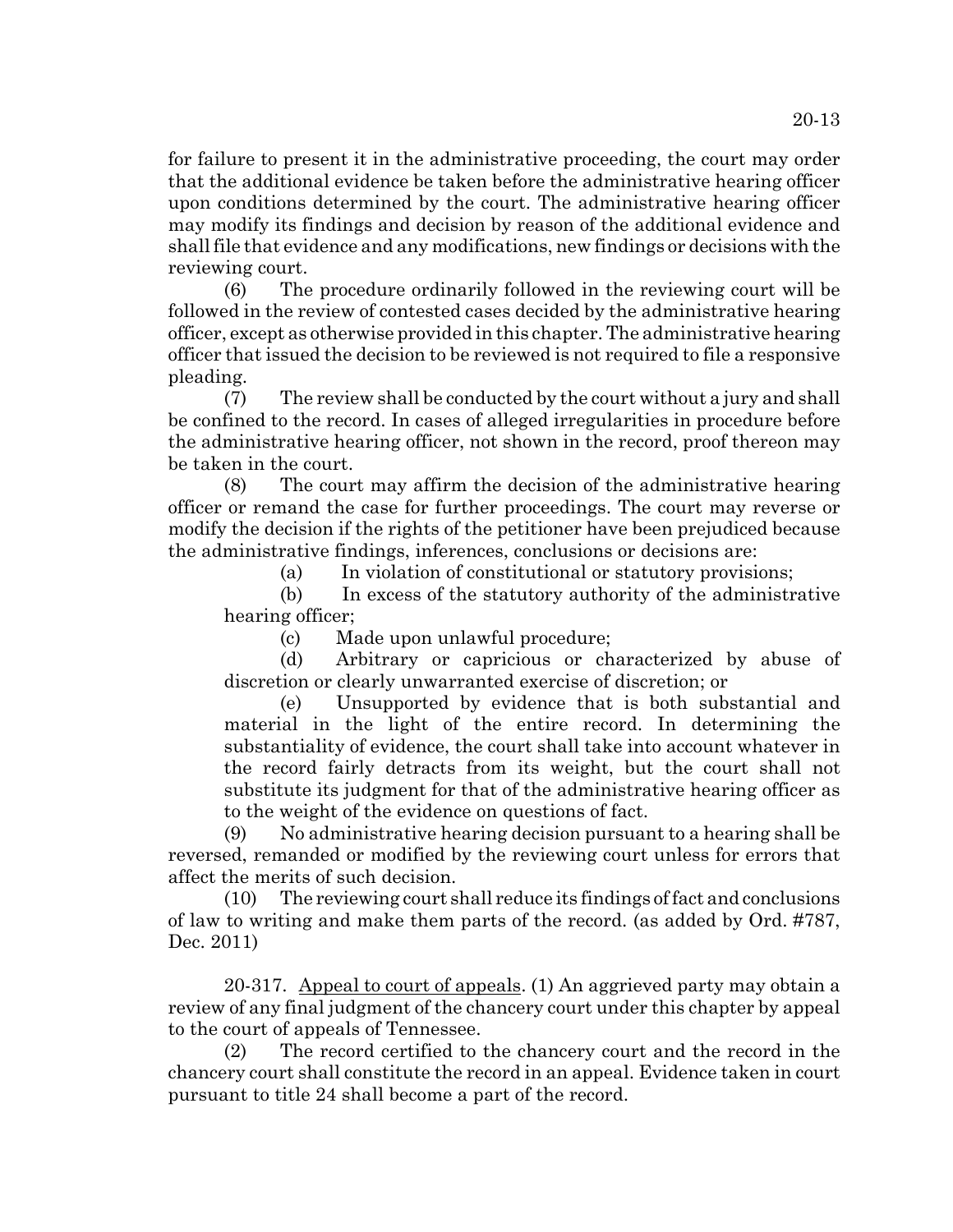for failure to present it in the administrative proceeding, the court may order that the additional evidence be taken before the administrative hearing officer upon conditions determined by the court. The administrative hearing officer may modify its findings and decision by reason of the additional evidence and shall file that evidence and any modifications, new findings or decisions with the reviewing court.

(6) The procedure ordinarily followed in the reviewing court will be followed in the review of contested cases decided by the administrative hearing officer, except as otherwise provided in this chapter. The administrative hearing officer that issued the decision to be reviewed is not required to file a responsive pleading.

(7) The review shall be conducted by the court without a jury and shall be confined to the record. In cases of alleged irregularities in procedure before the administrative hearing officer, not shown in the record, proof thereon may be taken in the court.

(8) The court may affirm the decision of the administrative hearing officer or remand the case for further proceedings. The court may reverse or modify the decision if the rights of the petitioner have been prejudiced because the administrative findings, inferences, conclusions or decisions are:

(a) In violation of constitutional or statutory provisions;

(b) In excess of the statutory authority of the administrative hearing officer;

(c) Made upon unlawful procedure;

(d) Arbitrary or capricious or characterized by abuse of discretion or clearly unwarranted exercise of discretion; or

(e) Unsupported by evidence that is both substantial and material in the light of the entire record. In determining the substantiality of evidence, the court shall take into account whatever in the record fairly detracts from its weight, but the court shall not substitute its judgment for that of the administrative hearing officer as to the weight of the evidence on questions of fact.

(9) No administrative hearing decision pursuant to a hearing shall be reversed, remanded or modified by the reviewing court unless for errors that affect the merits of such decision.

(10) The reviewing court shall reduce its findings of fact and conclusions of law to writing and make them parts of the record. (as added by Ord. #787, Dec. 2011)

20-317. Appeal to court of appeals. (1) An aggrieved party may obtain a review of any final judgment of the chancery court under this chapter by appeal to the court of appeals of Tennessee.

(2) The record certified to the chancery court and the record in the chancery court shall constitute the record in an appeal. Evidence taken in court pursuant to title 24 shall become a part of the record.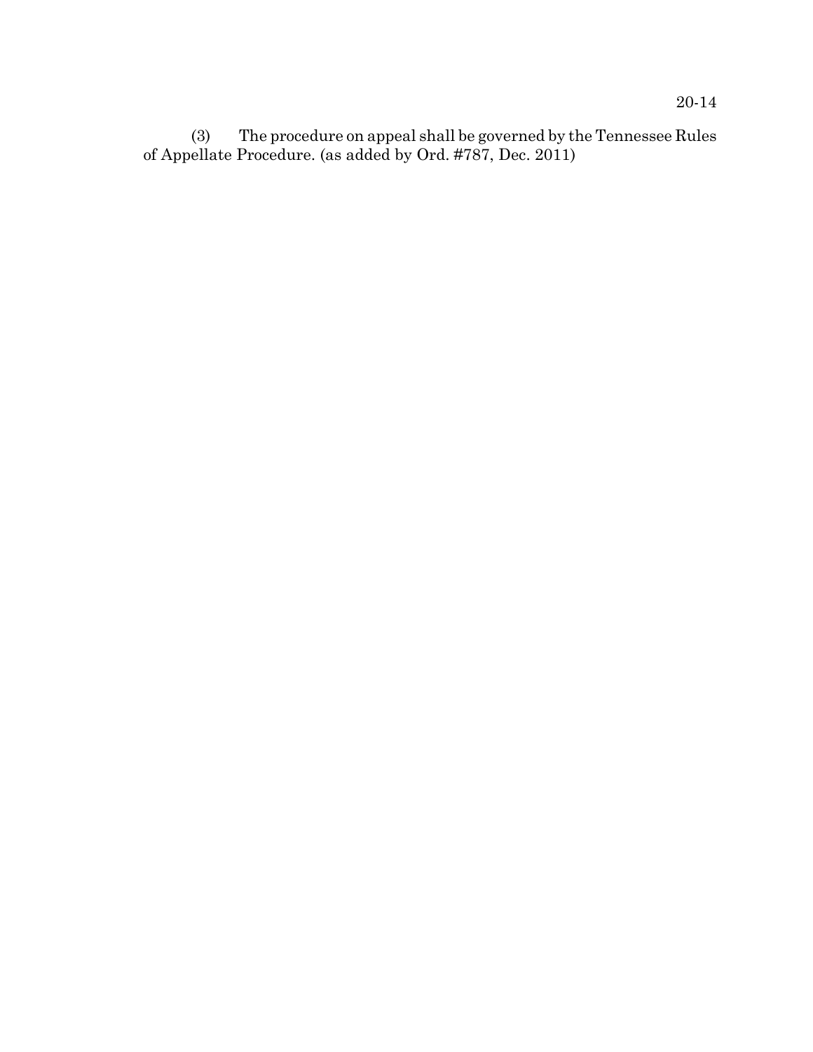(3) The procedure on appeal shall be governed by the Tennessee Rules of Appellate Procedure. (as added by Ord. #787, Dec. 2011)